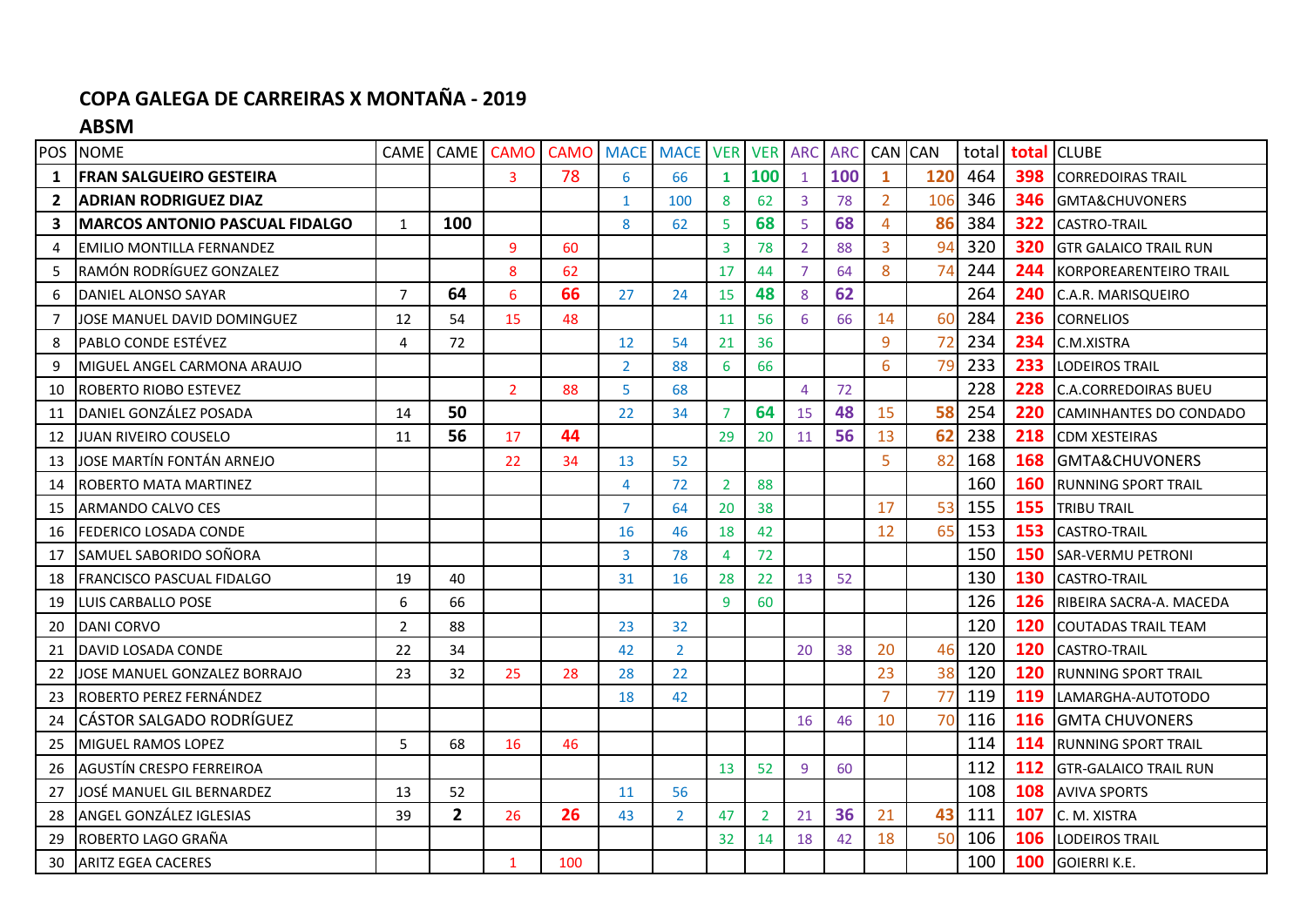## COPA GALEGA DE CARREIRAS X MONTAÑA - 2019

### ABSM

| POS | NOME | CAME | CAME | CAMO | CAMO | MACE | MACE | VER | VER | ARC | ARC | CAN | CAN | total | total | CLUBE |
|---|---|---|---|---|---|---|---|---|---|---|---|---|---|---|---|---|
| **1** | **FRAN SALGUEIRO GESTEIRA** | | | 3 | 78 | 6 | 66 | 1 | 100 | 1 | 100 | 1 | 120 | 464 | 398 | CORREDOIRAS TRAIL |
| **2** | **ADRIAN RODRIGUEZ DIAZ** | | | | | 1 | 100 | 8 | 62 | 3 | 78 | 2 | 106 | 346 | 346 | GMTA&CHUVONERS |
| **3** | **MARCOS ANTONIO PASCUAL FIDALGO** | 1 | 100 | | | 8 | 62 | 5 | 68 | 5 | 68 | 4 | 86 | 384 | 322 | CASTRO-TRAIL |
| 4 | EMILIO MONTILLA FERNANDEZ | | | 9 | 60 | | | 3 | 78 | 2 | 88 | 3 | 94 | 320 | 320 | GTR GALAICO TRAIL RUN |
| 5 | RAMÓN RODRÍGUEZ GONZALEZ | | | 8 | 62 | | | 17 | 44 | 7 | 64 | 8 | 74 | 244 | 244 | KORPOREARENTEIRO TRAIL |
| 6 | DANIEL ALONSO SAYAR | 7 | 64 | 6 | 66 | 27 | 24 | 15 | 48 | 8 | 62 | | | 264 | 240 | C.A.R. MARISQUEIRO |
| 7 | JOSE MANUEL DAVID DOMINGUEZ | 12 | 54 | 15 | 48 | | | 11 | 56 | 6 | 66 | 14 | 60 | 284 | 236 | CORNELIOS |
| 8 | PABLO CONDE ESTÉVEZ | 4 | 72 | | | 12 | 54 | 21 | 36 | | | 9 | 72 | 234 | 234 | C.M.XISTRA |
| 9 | MIGUEL ANGEL CARMONA ARAUJO | | | | | 2 | 88 | 6 | 66 | | | 6 | 79 | 233 | 233 | LODEIROS TRAIL |
| 10 | ROBERTO RIOBO ESTEVEZ | | | 2 | 88 | 5 | 68 | | | 4 | 72 | | | 228 | 228 | C.A.CORREDOIRAS BUEU |
| 11 | DANIEL GONZÁLEZ POSADA | 14 | 50 | | | 22 | 34 | 7 | 64 | 15 | 48 | 15 | 58 | 254 | 220 | CAMINHANTES DO CONDADO |
| 12 | JUAN RIVEIRO COUSELO | 11 | 56 | 17 | 44 | | | 29 | 20 | 11 | 56 | 13 | 62 | 238 | 218 | CDM XESTEIRAS |
| 13 | JOSE MARTÍN FONTÁN ARNEJO | | | 22 | 34 | 13 | 52 | | | | | 5 | 82 | 168 | 168 | GMTA&CHUVONERS |
| 14 | ROBERTO MATA MARTINEZ | | | | | 4 | 72 | 2 | 88 | | | | | 160 | 160 | RUNNING SPORT TRAIL |
| 15 | ARMANDO CALVO CES | | | | | 7 | 64 | 20 | 38 | | | 17 | 53 | 155 | 155 | TRIBU TRAIL |
| 16 | FEDERICO LOSADA CONDE | | | | | 16 | 46 | 18 | 42 | | | 12 | 65 | 153 | 153 | CASTRO-TRAIL |
| 17 | SAMUEL SABORIDO SOÑORA | | | | | 3 | 78 | 4 | 72 | | | | | 150 | 150 | SAR-VERMU PETRONI |
| 18 | FRANCISCO PASCUAL FIDALGO | 19 | 40 | | | 31 | 16 | 28 | 22 | 13 | 52 | | | 130 | 130 | CASTRO-TRAIL |
| 19 | LUIS CARBALLO POSE | 6 | 66 | | | | | 9 | 60 | | | | | 126 | 126 | RIBEIRA SACRA-A. MACEDA |
| 20 | DANI CORVO | 2 | 88 | | | 23 | 32 | | | | | | | 120 | 120 | COUTADAS TRAIL TEAM |
| 21 | DAVID LOSADA CONDE | 22 | 34 | | | 42 | 2 | | | 20 | 38 | 20 | 46 | 120 | 120 | CASTRO-TRAIL |
| 22 | JOSE MANUEL GONZALEZ BORRAJO | 23 | 32 | 25 | 28 | 28 | 22 | | | | | 23 | 38 | 120 | 120 | RUNNING SPORT TRAIL |
| 23 | ROBERTO PEREZ FERNÁNDEZ | | | | | 18 | 42 | | | | | 7 | 77 | 119 | 119 | LAMARGHA-AUTOTODO |
| 24 | CÁSTOR SALGADO RODRÍGUEZ | | | | | | | | | 16 | 46 | 10 | 70 | 116 | 116 | GMTA CHUVONERS |
| 25 | MIGUEL RAMOS LOPEZ | 5 | 68 | 16 | 46 | | | | | | | | | 114 | 114 | RUNNING SPORT TRAIL |
| 26 | AGUSTÍN CRESPO FERREIROA | | | | | | | 13 | 52 | 9 | 60 | | | 112 | 112 | GTR-GALAICO TRAIL RUN |
| 27 | JOSÉ MANUEL GIL BERNARDEZ | 13 | 52 | | | 11 | 56 | | | | | | | 108 | 108 | AVIVA SPORTS |
| 28 | ANGEL GONZÁLEZ IGLESIAS | 39 | 2 | 26 | 26 | 43 | 2 | 47 | 2 | 21 | 36 | 21 | 43 | 111 | 107 | C. M. XISTRA |
| 29 | ROBERTO LAGO GRAÑA | | | | | | | 32 | 14 | 18 | 42 | 18 | 50 | 106 | 106 | LODEIROS TRAIL |
| 30 | ARITZ EGEA CACERES | | | 1 | 100 | | | | | | | | | 100 | 100 | GOIERRI K.E. |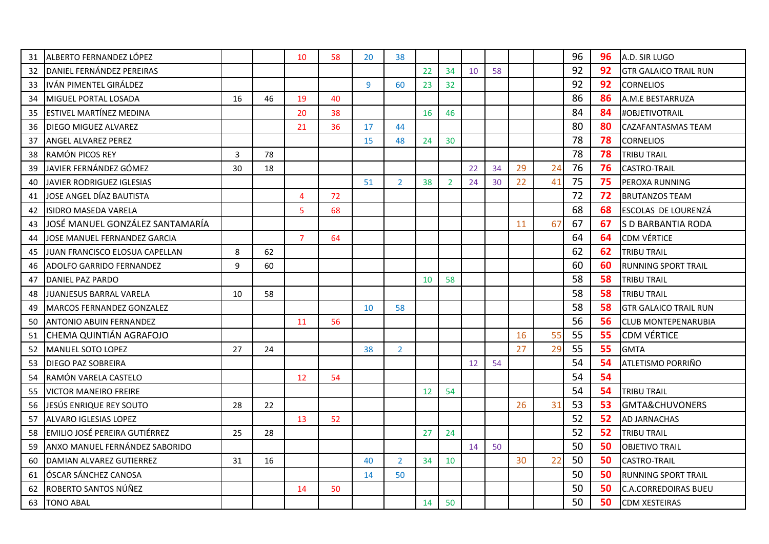| | | | | | | | | | | | | | | | | |
|---|---|---|---|---|---|---|---|---|---|---|---|---|---|---|---|---|
| 31 | ALBERTO FERNANDEZ LÓPEZ | | | 10 | 58 | 20 | 38 | | | | | | | 96 | 96 | A.D. SIR LUGO |
| 32 | DANIEL FERNÁNDEZ PEREIRAS | | | | | | | 22 | 34 | 10 | 58 | | | 92 | 92 | GTR GALAICO TRAIL RUN |
| 33 | IVÁN PIMENTEL GIRÁLDEZ | | | | | 9 | 60 | 23 | 32 | | | | | 92 | 92 | CORNELIOS |
| 34 | MIGUEL PORTAL LOSADA | 16 | 46 | 19 | 40 | | | | | | | | | 86 | 86 | A.M.E BESTARRUZA |
| 35 | ESTIVEL MARTÍNEZ MEDINA | | | 20 | 38 | | | 16 | 46 | | | | | 84 | 84 | #OBJETIVOTRAIL |
| 36 | DIEGO MIGUEZ ALVAREZ | | | 21 | 36 | 17 | 44 | | | | | | | 80 | 80 | CAZAFANTASMAS TEAM |
| 37 | ANGEL ALVAREZ PEREZ | | | | | 15 | 48 | 24 | 30 | | | | | 78 | 78 | CORNELIOS |
| 38 | RAMÓN PICOS REY | 3 | 78 | | | | | | | | | | | 78 | 78 | TRIBU TRAIL |
| 39 | JAVIER FERNÁNDEZ GÓMEZ | 30 | 18 | | | | | | | 22 | 34 | 29 | 24 | 76 | 76 | CASTRO-TRAIL |
| 40 | JAVIER RODRIGUEZ IGLESIAS | | | | | 51 | 2 | 38 | 2 | 24 | 30 | 22 | 41 | 75 | 75 | PEROXA RUNNING |
| 41 | JOSE ANGEL DÍAZ BAUTISTA | | | 4 | 72 | | | | | | | | | 72 | 72 | BRUTANZOS TEAM |
| 42 | ISIDRO MASEDA VARELA | | | 5 | 68 | | | | | | | | | 68 | 68 | ESCOLAS DE LOURENZÁ |
| 43 | JOSÉ MANUEL GONZÁLEZ SANTAMARÍA | | | | | | | | | | | 11 | 67 | 67 | 67 | S D BARBANTIA RODA |
| 44 | JOSE MANUEL FERNANDEZ GARCIA | | | 7 | 64 | | | | | | | | | 64 | 64 | CDM VÉRTICE |
| 45 | JUAN FRANCISCO ELOSUA CAPELLAN | 8 | 62 | | | | | | | | | | | 62 | 62 | TRIBU TRAIL |
| 46 | ADOLFO GARRIDO FERNANDEZ | 9 | 60 | | | | | | | | | | | 60 | 60 | RUNNING SPORT TRAIL |
| 47 | DANIEL PAZ PARDO | | | | | | | 10 | 58 | | | | | 58 | 58 | TRIBU TRAIL |
| 48 | JUANJESUS BARRAL VARELA | 10 | 58 | | | | | | | | | | | 58 | 58 | TRIBU TRAIL |
| 49 | MARCOS FERNANDEZ GONZALEZ | | | | | 10 | 58 | | | | | | | 58 | 58 | GTR GALAICO TRAIL RUN |
| 50 | ANTONIO ABUIN FERNANDEZ | | | 11 | 56 | | | | | | | | | 56 | 56 | CLUB MONTEPENARUBIA |
| 51 | CHEMA QUINTIÁN AGRAFOJO | | | | | | | | | | | 16 | 55 | 55 | 55 | CDM VÉRTICE |
| 52 | MANUEL SOTO LOPEZ | 27 | 24 | | | 38 | 2 | | | | | 27 | 29 | 55 | 55 | GMTA |
| 53 | DIEGO PAZ SOBREIRA | | | | | | | | | 12 | 54 | | | 54 | 54 | ATLETISMO PORRIÑO |
| 54 | RAMÓN VARELA CASTELO | | | 12 | 54 | | | | | | | | | 54 | 54 | |
| 55 | VICTOR MANEIRO FREIRE | | | | | | | 12 | 54 | | | | | 54 | 54 | TRIBU TRAIL |
| 56 | JESÚS ENRIQUE REY SOUTO | 28 | 22 | | | | | | | | | 26 | 31 | 53 | 53 | GMTA&CHUVONERS |
| 57 | ALVARO IGLESIAS LOPEZ | | | 13 | 52 | | | | | | | | | 52 | 52 | AD JARNACHAS |
| 58 | EMILIO JOSÉ PEREIRA GUTIÉRREZ | 25 | 28 | | | | | 27 | 24 | | | | | 52 | 52 | TRIBU TRAIL |
| 59 | ANXO MANUEL FERNÁNDEZ SABORIDO | | | | | | | | | 14 | 50 | | | 50 | 50 | OBJETIVO TRAIL |
| 60 | DAMIAN ALVAREZ GUTIERREZ | 31 | 16 | | | 40 | 2 | 34 | 10 | | | 30 | 22 | 50 | 50 | CASTRO-TRAIL |
| 61 | ÓSCAR SÁNCHEZ CANOSA | | | | | 14 | 50 | | | | | | | 50 | 50 | RUNNING SPORT TRAIL |
| 62 | ROBERTO SANTOS NÚÑEZ | | | 14 | 50 | | | | | | | | | 50 | 50 | C.A.CORREDOIRAS BUEU |
| 63 | TONO ABAL | | | | | | | 14 | 50 | | | | | 50 | 50 | CDM XESTEIRAS |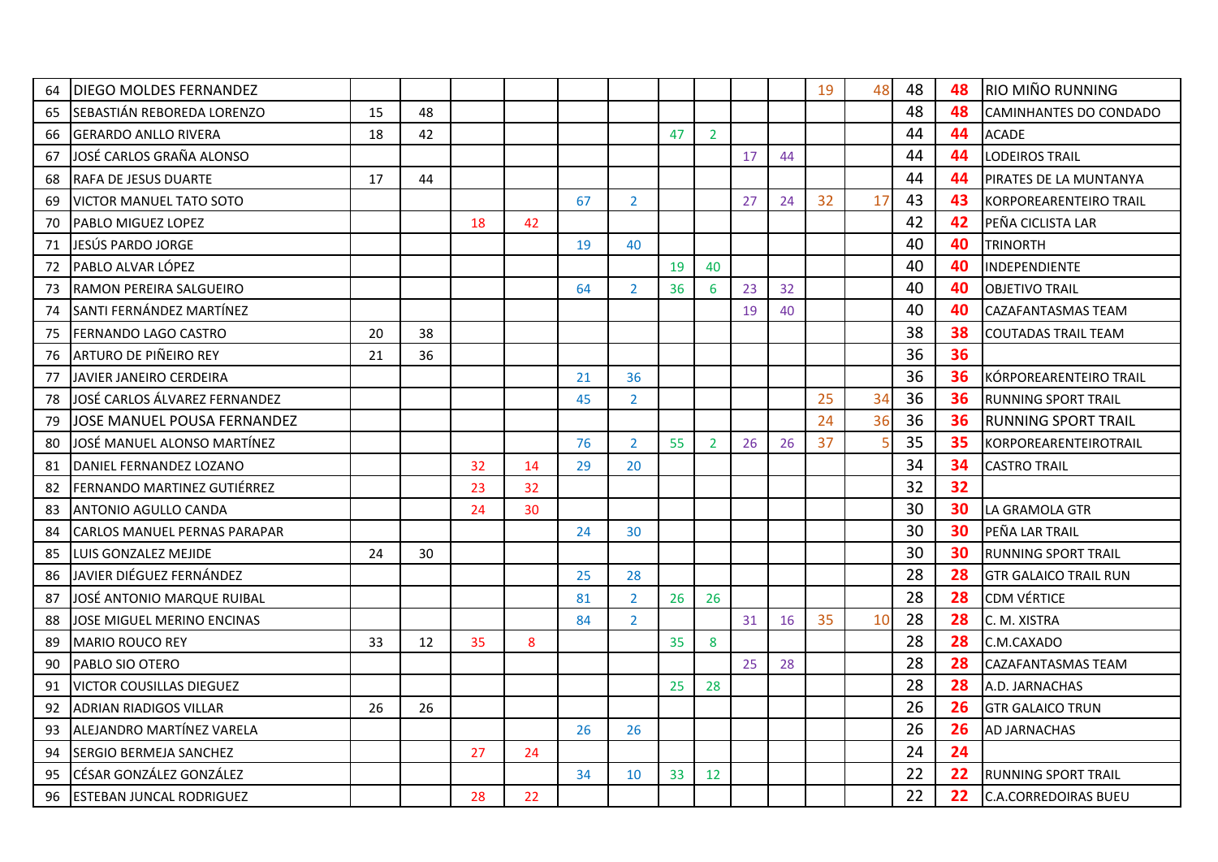| | | | | | | | | | | | | | | | | |
|---|---|---|---|---|---|---|---|---|---|---|---|---|---|---|---|---|
| 64 | DIEGO MOLDES FERNANDEZ | | | | | | | | | | | 19 | 48 | 48 | **48** | RIO MIÑO RUNNING |
| 65 | SEBASTIÁN REBOREDA LORENZO | 15 | 48 | | | | | | | | | | | 48 | **48** | CAMINHANTES DO CONDADO |
| 66 | GERARDO ANLLO RIVERA | 18 | 42 | | | | | 47 | 2 | | | | | 44 | **44** | ACADE |
| 67 | JOSÉ CARLOS GRAÑA ALONSO | | | | | | | | | 17 | 44 | | | 44 | **44** | LODEIROS TRAIL |
| 68 | RAFA DE JESUS DUARTE | 17 | 44 | | | | | | | | | | | 44 | **44** | PIRATES DE LA MUNTANYA |
| 69 | VICTOR MANUEL TATO SOTO | | | | | 67 | 2 | | | 27 | 24 | 32 | 17 | 43 | **43** | KORPOREARENTEIRO TRAIL |
| 70 | PABLO MIGUEZ LOPEZ | | | 18 | 42 | | | | | | | | | 42 | **42** | PEÑA CICLISTA LAR |
| 71 | JESÚS PARDO JORGE | | | | | 19 | 40 | | | | | | | 40 | **40** | TRINORTH |
| 72 | PABLO ALVAR LÓPEZ | | | | | | | 19 | 40 | | | | | 40 | **40** | INDEPENDIENTE |
| 73 | RAMON PEREIRA SALGUEIRO | | | | | 64 | 2 | 36 | 6 | 23 | 32 | | | 40 | **40** | OBJETIVO TRAIL |
| 74 | SANTI FERNÁNDEZ MARTÍNEZ | | | | | | | | | 19 | 40 | | | 40 | **40** | CAZAFANTASMAS TEAM |
| 75 | FERNANDO LAGO CASTRO | 20 | 38 | | | | | | | | | | | 38 | **38** | COUTADAS TRAIL TEAM |
| 76 | ARTURO DE PIÑEIRO REY | 21 | 36 | | | | | | | | | | | 36 | **36** | |
| 77 | JAVIER JANEIRO CERDEIRA | | | | | 21 | 36 | | | | | | | 36 | **36** | KÓRPOREARENTEIRO TRAIL |
| 78 | JOSÉ CARLOS ÁLVAREZ FERNANDEZ | | | | | 45 | 2 | | | | | 25 | 34 | 36 | **36** | RUNNING SPORT TRAIL |
| 79 | JOSE MANUEL POUSA FERNANDEZ | | | | | | | | | | | 24 | 36 | 36 | **36** | RUNNING SPORT TRAIL |
| 80 | JOSÉ MANUEL ALONSO MARTÍNEZ | | | | | 76 | 2 | 55 | 2 | 26 | 26 | 37 | 5 | 35 | **35** | KORPOREARENTEIROTRAIL |
| 81 | DANIEL FERNANDEZ LOZANO | | | 32 | 14 | 29 | 20 | | | | | | | 34 | **34** | CASTRO TRAIL |
| 82 | FERNANDO MARTINEZ GUTIÉRREZ | | | 23 | 32 | | | | | | | | | 32 | **32** | |
| 83 | ANTONIO AGULLO CANDA | | | 24 | 30 | | | | | | | | | 30 | **30** | LA GRAMOLA GTR |
| 84 | CARLOS MANUEL PERNAS PARAPAR | | | | | 24 | 30 | | | | | | | 30 | **30** | PEÑA LAR TRAIL |
| 85 | LUIS GONZALEZ MEJIDE | 24 | 30 | | | | | | | | | | | 30 | **30** | RUNNING SPORT TRAIL |
| 86 | JAVIER DIÉGUEZ FERNÁNDEZ | | | | | 25 | 28 | | | | | | | 28 | **28** | GTR GALAICO TRAIL RUN |
| 87 | JOSÉ ANTONIO MARQUE RUIBAL | | | | | 81 | 2 | 26 | 26 | | | | | 28 | **28** | CDM VÉRTICE |
| 88 | JOSE MIGUEL MERINO ENCINAS | | | | | 84 | 2 | | | 31 | 16 | 35 | 10 | 28 | **28** | C. M. XISTRA |
| 89 | MARIO ROUCO REY | 33 | 12 | 35 | 8 | | | 35 | 8 | | | | | 28 | **28** | C.M.CAXADO |
| 90 | PABLO SIO OTERO | | | | | | | | | 25 | 28 | | | 28 | **28** | CAZAFANTASMAS TEAM |
| 91 | VICTOR COUSILLAS DIEGUEZ | | | | | | | 25 | 28 | | | | | 28 | **28** | A.D. JARNACHAS |
| 92 | ADRIAN RIADIGOS VILLAR | 26 | 26 | | | | | | | | | | | 26 | **26** | GTR GALAICO TRUN |
| 93 | ALEJANDRO MARTÍNEZ VARELA | | | | | 26 | 26 | | | | | | | 26 | **26** | AD JARNACHAS |
| 94 | SERGIO BERMEJA SANCHEZ | | | 27 | 24 | | | | | | | | | 24 | **24** | |
| 95 | CÉSAR GONZÁLEZ GONZÁLEZ | | | | | 34 | 10 | 33 | 12 | | | | | 22 | **22** | RUNNING SPORT TRAIL |
| 96 | ESTEBAN JUNCAL RODRIGUEZ | | | 28 | 22 | | | | | | | | | 22 | **22** | C.A.CORREDOIRAS BUEU |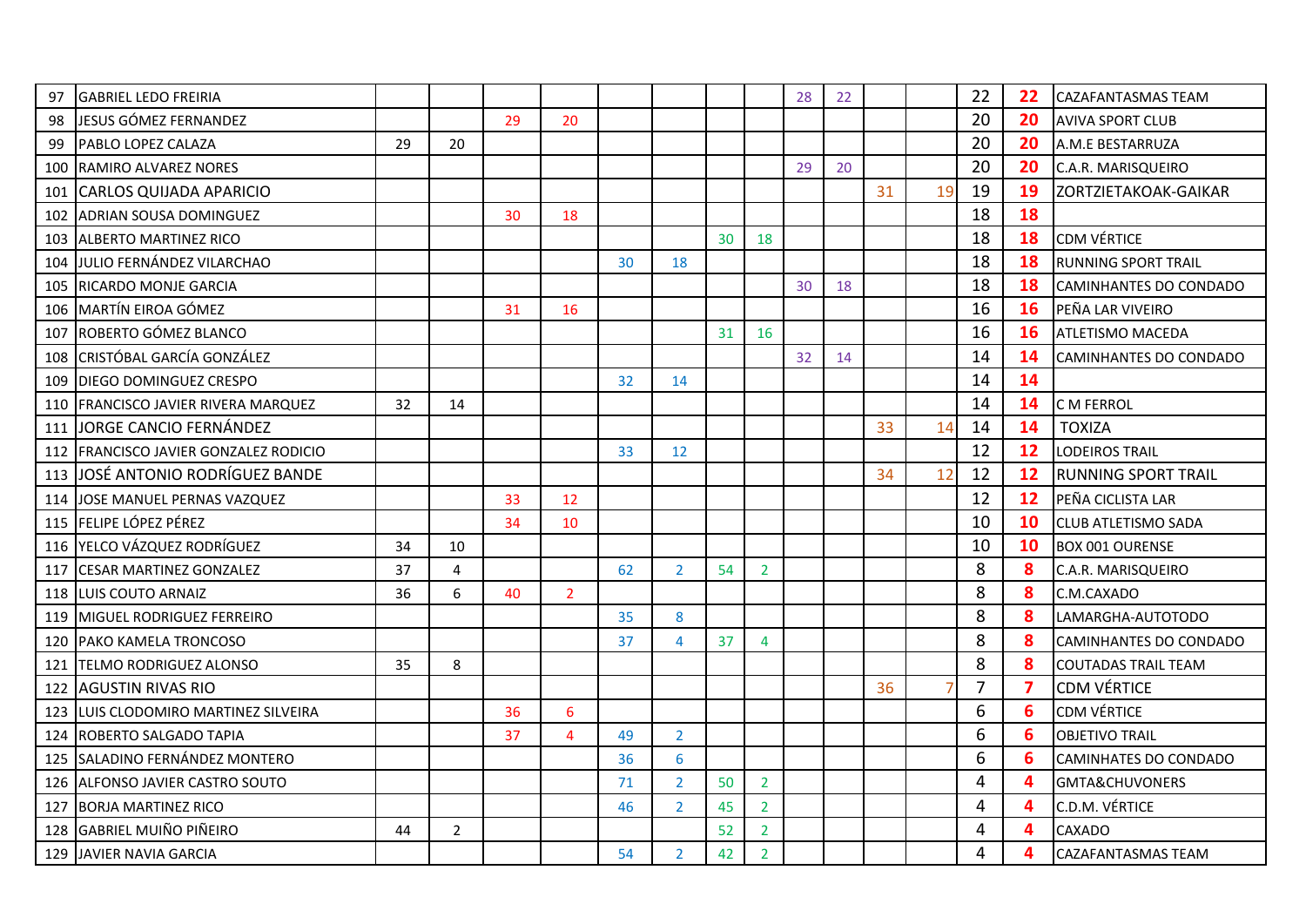| | | | | | | | | | | | | | | | | |
|---|---|---|---|---|---|---|---|---|---|---|---|---|---|---|---|---|
| 97 | GABRIEL LEDO FREIRIA | | | | | | | | | 28 | 22 | | | 22 | 22 | CAZAFANTASMAS TEAM |
| 98 | JESUS GÓMEZ FERNANDEZ | | | 29 | 20 | | | | | | | | | 20 | 20 | AVIVA SPORT CLUB |
| 99 | PABLO LOPEZ CALAZA | 29 | 20 | | | | | | | | | | | 20 | 20 | A.M.E BESTARRUZA |
| 100 | RAMIRO ALVAREZ NORES | | | | | | | | | 29 | 20 | | | 20 | 20 | C.A.R. MARISQUEIRO |
| 101 | CARLOS QUIJADA APARICIO | | | | | | | | | | | 31 | 19 | 19 | 19 | ZORTZIETAKOAK-GAIKAR |
| 102 | ADRIAN SOUSA DOMINGUEZ | | | 30 | 18 | | | | | | | | | 18 | 18 | |
| 103 | ALBERTO MARTINEZ RICO | | | | | | | 30 | 18 | | | | | 18 | 18 | CDM VÉRTICE |
| 104 | JULIO FERNÁNDEZ VILARCHAO | | | | | 30 | 18 | | | | | | | 18 | 18 | RUNNING SPORT TRAIL |
| 105 | RICARDO MONJE GARCIA | | | | | | | | | 30 | 18 | | | 18 | 18 | CAMINHANTES DO CONDADO |
| 106 | MARTÍN EIROA GÓMEZ | | | 31 | 16 | | | | | | | | | 16 | 16 | PEÑA LAR VIVEIRO |
| 107 | ROBERTO GÓMEZ BLANCO | | | | | | | 31 | 16 | | | | | 16 | 16 | ATLETISMO MACEDA |
| 108 | CRISTÓBAL GARCÍA GONZÁLEZ | | | | | | | | | 32 | 14 | | | 14 | 14 | CAMINHANTES DO CONDADO |
| 109 | DIEGO DOMINGUEZ CRESPO | | | | | 32 | 14 | | | | | | | 14 | 14 | |
| 110 | FRANCISCO JAVIER RIVERA MARQUEZ | 32 | 14 | | | | | | | | | | | 14 | 14 | C M FERROL |
| 111 | JORGE CANCIO FERNÁNDEZ | | | | | | | | | | | 33 | 14 | 14 | 14 | TOXIZA |
| 112 | FRANCISCO JAVIER GONZALEZ RODICIO | | | | | 33 | 12 | | | | | | | 12 | 12 | LODEIROS TRAIL |
| 113 | JOSÉ ANTONIO RODRÍGUEZ BANDE | | | | | | | | | | | 34 | 12 | 12 | 12 | RUNNING SPORT TRAIL |
| 114 | JOSE MANUEL PERNAS VAZQUEZ | | | 33 | 12 | | | | | | | | | 12 | 12 | PEÑA CICLISTA LAR |
| 115 | FELIPE LÓPEZ PÉREZ | | | 34 | 10 | | | | | | | | | 10 | 10 | CLUB ATLETISMO SADA |
| 116 | YELCO VÁZQUEZ RODRÍGUEZ | 34 | 10 | | | | | | | | | | | 10 | 10 | BOX 001 OURENSE |
| 117 | CESAR MARTINEZ GONZALEZ | 37 | 4 | | | 62 | 2 | 54 | 2 | | | | | 8 | 8 | C.A.R. MARISQUEIRO |
| 118 | LUIS COUTO ARNAIZ | 36 | 6 | 40 | 2 | | | | | | | | | 8 | 8 | C.M.CAXADO |
| 119 | MIGUEL RODRIGUEZ FERREIRO | | | | | 35 | 8 | | | | | | | 8 | 8 | LAMARGHA-AUTOTODO |
| 120 | PAKO KAMELA TRONCOSO | | | | | 37 | 4 | 37 | 4 | | | | | 8 | 8 | CAMINHANTES DO CONDADO |
| 121 | TELMO RODRIGUEZ ALONSO | 35 | 8 | | | | | | | | | | | 8 | 8 | COUTADAS TRAIL TEAM |
| 122 | AGUSTIN RIVAS RIO | | | | | | | | | | | 36 | 7 | 7 | 7 | CDM VÉRTICE |
| 123 | LUIS CLODOMIRO MARTINEZ SILVEIRA | | | 36 | 6 | | | | | | | | | 6 | 6 | CDM VÉRTICE |
| 124 | ROBERTO SALGADO TAPIA | | | 37 | 4 | 49 | 2 | | | | | | | 6 | 6 | OBJETIVO TRAIL |
| 125 | SALADINO FERNÁNDEZ MONTERO | | | | | 36 | 6 | | | | | | | 6 | 6 | CAMINHATES DO CONDADO |
| 126 | ALFONSO JAVIER CASTRO SOUTO | | | | | 71 | 2 | 50 | 2 | | | | | 4 | 4 | GMTA&CHUVONERS |
| 127 | BORJA MARTINEZ RICO | | | | | 46 | 2 | 45 | 2 | | | | | 4 | 4 | C.D.M. VÉRTICE |
| 128 | GABRIEL MUIÑO PIÑEIRO | 44 | 2 | | | | | 52 | 2 | | | | | 4 | 4 | CAXADO |
| 129 | JAVIER NAVIA GARCIA | | | | | 54 | 2 | 42 | 2 | | | | | 4 | 4 | CAZAFANTASMAS TEAM |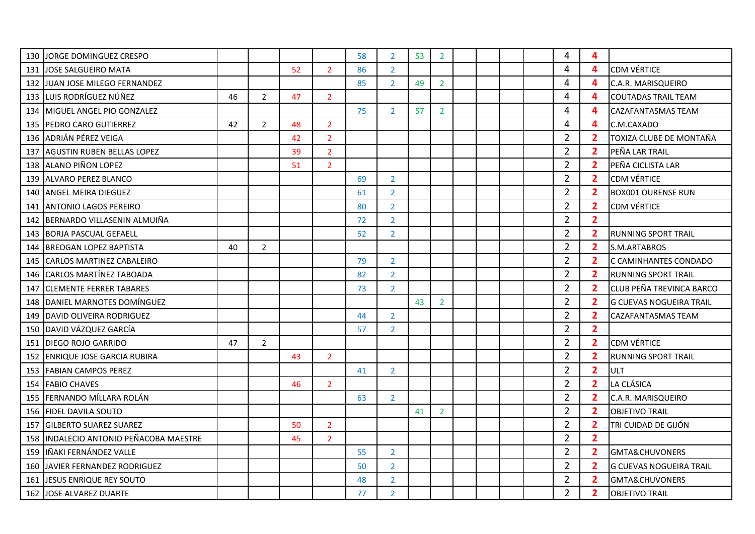| 130 | JORGE DOMINGUEZ CRESPO | | | | | 58 | 2 | 53 | 2 | | | | | 4 | **4** | |
|---|---|---|---|---|---|---|---|---|---|---|---|---|---|---|---|---|
| 131 | JOSE SALGUEIRO MATA | | | 52 | 2 | 86 | 2 | | | | | | | 4 | **4** | CDM VÉRTICE |
| 132 | JUAN JOSE MILEGO FERNANDEZ | | | | | 85 | 2 | 49 | 2 | | | | | 4 | **4** | C.A.R. MARISQUEIRO |
| 133 | LUIS RODRÍGUEZ NÚÑEZ | 46 | 2 | 47 | 2 | | | | | | | | | 4 | **4** | COUTADAS TRAIL TEAM |
| 134 | MIGUEL ANGEL PIO GONZALEZ | | | | | 75 | 2 | 57 | 2 | | | | | 4 | **4** | CAZAFANTASMAS TEAM |
| 135 | PEDRO CARO GUTIERREZ | 42 | 2 | 48 | 2 | | | | | | | | | 4 | **4** | C.M.CAXADO |
| 136 | ADRIÁN PÉREZ VEIGA | | | 42 | 2 | | | | | | | | | 2 | **2** | TOXIZA CLUBE DE MONTAÑA |
| 137 | AGUSTIN RUBEN BELLAS LOPEZ | | | 39 | 2 | | | | | | | | | 2 | **2** | PEÑA LAR TRAIL |
| 138 | ALANO PIÑON LOPEZ | | | 51 | 2 | | | | | | | | | 2 | **2** | PEÑA CICLISTA LAR |
| 139 | ALVARO PEREZ BLANCO | | | | | 69 | 2 | | | | | | | 2 | **2** | CDM VÉRTICE |
| 140 | ANGEL MEIRA DIEGUEZ | | | | | 61 | 2 | | | | | | | 2 | **2** | BOX001 OURENSE RUN |
| 141 | ANTONIO LAGOS PEREIRO | | | | | 80 | 2 | | | | | | | 2 | **2** | CDM VÉRTICE |
| 142 | BERNARDO VILLASENIN ALMUIÑA | | | | | 72 | 2 | | | | | | | 2 | **2** | |
| 143 | BORJA PASCUAL GEFAELL | | | | | 52 | 2 | | | | | | | 2 | **2** | RUNNING SPORT TRAIL |
| 144 | BREOGAN LOPEZ BAPTISTA | 40 | 2 | | | | | | | | | | | 2 | **2** | S.M.ARTABROS |
| 145 | CARLOS MARTINEZ CABALEIRO | | | | | 79 | 2 | | | | | | | 2 | **2** | C CAMINHANTES CONDADO |
| 146 | CARLOS MARTÍNEZ TABOADA | | | | | 82 | 2 | | | | | | | 2 | **2** | RUNNING SPORT TRAIL |
| 147 | CLEMENTE FERRER TABARES | | | | | 73 | 2 | | | | | | | 2 | **2** | CLUB PEÑA TREVINCA BARCO |
| 148 | DANIEL MARNOTES DOMÍNGUEZ | | | | | | | 43 | 2 | | | | | 2 | **2** | G CUEVAS NOGUEIRA TRAIL |
| 149 | DAVID OLIVEIRA RODRIGUEZ | | | | | 44 | 2 | | | | | | | 2 | **2** | CAZAFANTASMAS TEAM |
| 150 | DAVID VÁZQUEZ GARCÍA | | | | | 57 | 2 | | | | | | | 2 | **2** | |
| 151 | DIEGO ROJO GARRIDO | 47 | 2 | | | | | | | | | | | 2 | **2** | CDM VÉRTICE |
| 152 | ENRIQUE JOSE GARCIA RUBIRA | | | 43 | 2 | | | | | | | | | 2 | **2** | RUNNING SPORT TRAIL |
| 153 | FABIAN CAMPOS PEREZ | | | | | 41 | 2 | | | | | | | 2 | **2** | ULT |
| 154 | FABIO CHAVES | | | 46 | 2 | | | | | | | | | 2 | **2** | LA CLÁSICA |
| 155 | FERNANDO MÍLLARA ROLÁN | | | | | 63 | 2 | | | | | | | 2 | **2** | C.A.R. MARISQUEIRO |
| 156 | FIDEL DAVILA SOUTO | | | | | | | 41 | 2 | | | | | 2 | **2** | OBJETIVO TRAIL |
| 157 | GILBERTO SUAREZ SUAREZ | | | 50 | 2 | | | | | | | | | 2 | **2** | TRI CUIDAD DE GIJÓN |
| 158 | INDALECIO ANTONIO PEÑACOBA MAESTRE | | | 45 | 2 | | | | | | | | | 2 | **2** | |
| 159 | IÑAKI FERNÁNDEZ VALLE | | | | | 55 | 2 | | | | | | | 2 | **2** | GMTA&CHUVONERS |
| 160 | JAVIER FERNANDEZ RODRIGUEZ | | | | | 50 | 2 | | | | | | | 2 | **2** | G CUEVAS NOGUEIRA TRAIL |
| 161 | JESUS ENRIQUE REY SOUTO | | | | | 48 | 2 | | | | | | | 2 | **2** | GMTA&CHUVONERS |
| 162 | JOSE ALVAREZ DUARTE | | | | | 77 | 2 | | | | | | | 2 | **2** | OBJETIVO TRAIL |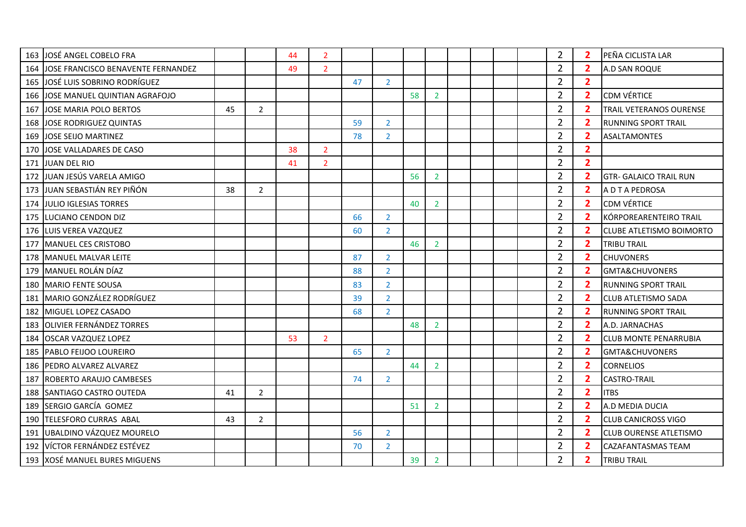| | | | | | | | | | | | | | | | | | |
|---|---|---|---|---|---|---|---|---|---|---|---|---|---|---|---|---|---|
| 163 | JOSÉ ANGEL COBELO FRA | | | 44 | 2 | | | | | | | | | 2 | 2 | PEÑA CICLISTA LAR |
| 164 | JOSE FRANCISCO BENAVENTE FERNANDEZ | | | 49 | 2 | | | | | | | | | 2 | 2 | A.D SAN ROQUE |
| 165 | JOSÉ LUIS SOBRINO RODRÍGUEZ | | | | | 47 | 2 | | | | | | | 2 | 2 | |
| 166 | JOSE MANUEL QUINTIAN AGRAFOJO | | | | | | | 58 | 2 | | | | | 2 | 2 | CDM VÉRTICE |
| 167 | JOSE MARIA POLO BERTOS | 45 | 2 | | | | | | | | | | | 2 | 2 | TRAIL VETERANOS OURENSE |
| 168 | JOSE RODRIGUEZ QUINTAS | | | | | 59 | 2 | | | | | | | 2 | 2 | RUNNING SPORT TRAIL |
| 169 | JOSE SEIJO MARTINEZ | | | | | 78 | 2 | | | | | | | 2 | 2 | ASALTAMONTES |
| 170 | JOSE VALLADARES DE CASO | | | 38 | 2 | | | | | | | | | 2 | 2 | |
| 171 | JUAN DEL RIO | | | 41 | 2 | | | | | | | | | 2 | 2 | |
| 172 | JUAN JESÚS VARELA AMIGO | | | | | | | 56 | 2 | | | | | 2 | 2 | GTR- GALAICO TRAIL RUN |
| 173 | JUAN SEBASTIÁN REY PIÑÓN | 38 | 2 | | | | | | | | | | | 2 | 2 | A D T A PEDROSA |
| 174 | JULIO IGLESIAS TORRES | | | | | | | 40 | 2 | | | | | 2 | 2 | CDM VÉRTICE |
| 175 | LUCIANO CENDON DIZ | | | | | 66 | 2 | | | | | | | 2 | 2 | KÓRPOREARENTEIRO TRAIL |
| 176 | LUIS VEREA VAZQUEZ | | | | | 60 | 2 | | | | | | | 2 | 2 | CLUBE ATLETISMO BOIMORTO |
| 177 | MANUEL CES CRISTOBO | | | | | | | 46 | 2 | | | | | 2 | 2 | TRIBU TRAIL |
| 178 | MANUEL MALVAR LEITE | | | | | 87 | 2 | | | | | | | 2 | 2 | CHUVONERS |
| 179 | MANUEL ROLÁN DÍAZ | | | | | 88 | 2 | | | | | | | 2 | 2 | GMTA&CHUVONERS |
| 180 | MARIO FENTE SOUSA | | | | | 83 | 2 | | | | | | | 2 | 2 | RUNNING SPORT TRAIL |
| 181 | MARIO GONZÁLEZ RODRÍGUEZ | | | | | 39 | 2 | | | | | | | 2 | 2 | CLUB ATLETISMO SADA |
| 182 | MIGUEL LOPEZ CASADO | | | | | 68 | 2 | | | | | | | 2 | 2 | RUNNING SPORT TRAIL |
| 183 | OLIVIER FERNÁNDEZ TORRES | | | | | | | 48 | 2 | | | | | 2 | 2 | A.D. JARNACHAS |
| 184 | OSCAR VAZQUEZ LOPEZ | | | 53 | 2 | | | | | | | | | 2 | 2 | CLUB MONTE PENARRUBIA |
| 185 | PABLO FEIJOO LOUREIRO | | | | | 65 | 2 | | | | | | | 2 | 2 | GMTA&CHUVONERS |
| 186 | PEDRO ALVAREZ ALVAREZ | | | | | | | 44 | 2 | | | | | 2 | 2 | CORNELIOS |
| 187 | ROBERTO ARAUJO CAMBESES | | | | | 74 | 2 | | | | | | | 2 | 2 | CASTRO-TRAIL |
| 188 | SANTIAGO CASTRO OUTEDA | 41 | 2 | | | | | | | | | | | 2 | 2 | ITBS |
| 189 | SERGIO GARCÍA GOMEZ | | | | | | | 51 | 2 | | | | | 2 | 2 | A.D MEDIA DUCIA |
| 190 | TELESFORO CURRAS ABAL | 43 | 2 | | | | | | | | | | | 2 | 2 | CLUB CANICROSS VIGO |
| 191 | UBALDINO VÁZQUEZ MOURELO | | | | | 56 | 2 | | | | | | | 2 | 2 | CLUB OURENSE ATLETISMO |
| 192 | VÍCTOR FERNÁNDEZ ESTÉVEZ | | | | | 70 | 2 | | | | | | | 2 | 2 | CAZAFANTASMAS TEAM |
| 193 | XOSÉ MANUEL BURES MIGUENS | | | | | | | 39 | 2 | | | | | 2 | 2 | TRIBU TRAIL |